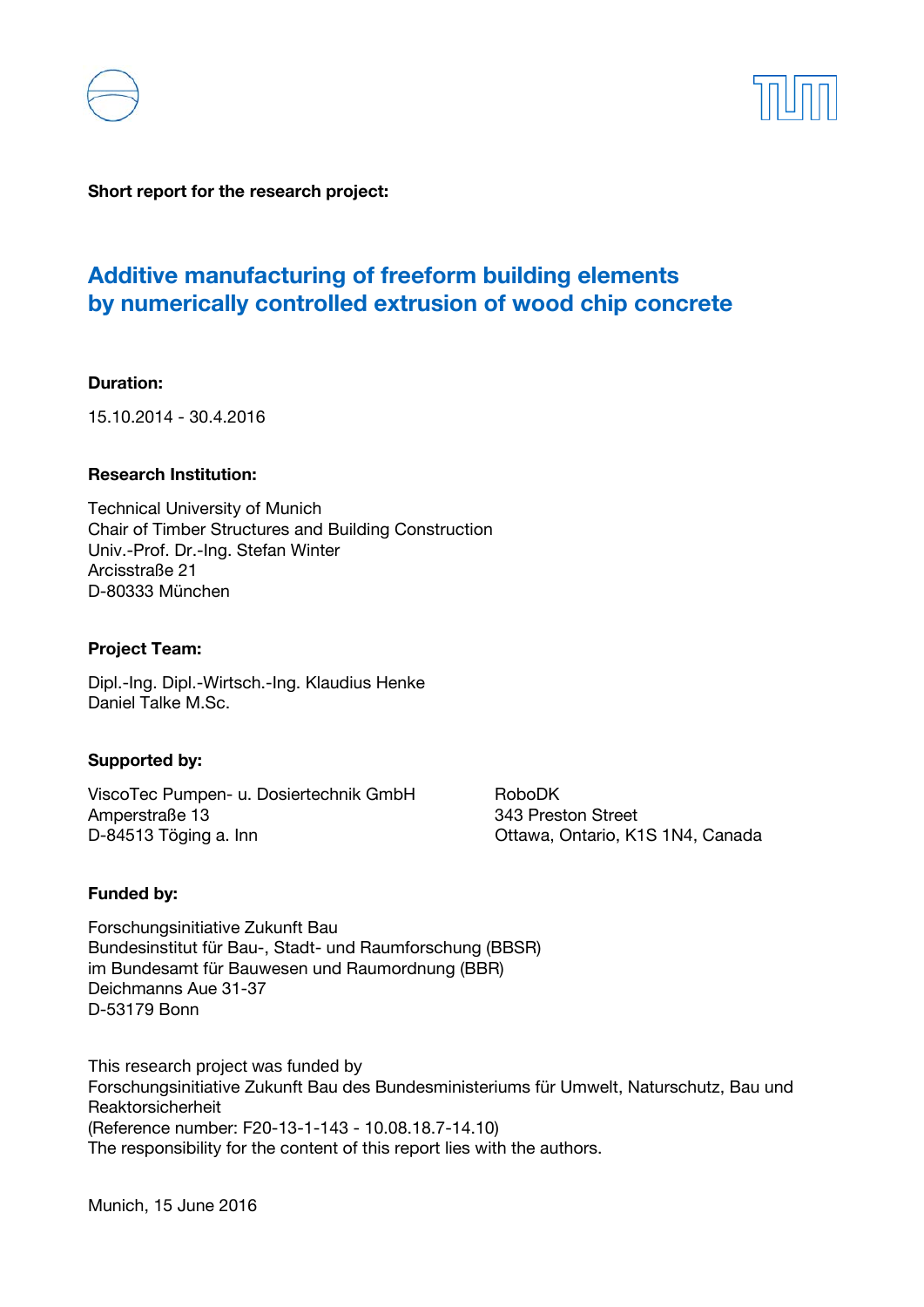**Short report for the research project:**

# Additive manufacturing of freeform building elements by numerically controlled extrusion of wood chip concrete

**Duration:**

15.10.2014 - 30.4.2016

**Research Institution:**

Technical University of Munich
Chair of Timber Structures and Building Construction
Univ.-Prof. Dr.-Ing. Stefan Winter
Arcisstraße 21
D-80333 München

**Project Team:**

Dipl.-Ing. Dipl.-Wirtsch.-Ing. Klaudius Henke
Daniel Talke M.Sc.

**Supported by:**

ViscoTec Pumpen- u. Dosiertechnik GmbH
Amperstraße 13
D-84513 Töging a. Inn

RoboDK
343 Preston Street
Ottawa, Ontario, K1S 1N4, Canada

**Funded by:**

Forschungsinitiative Zukunft Bau
Bundesinstitut für Bau-, Stadt- und Raumforschung (BBSR)
im Bundesamt für Bauwesen und Raumordnung (BBR)
Deichmanns Aue 31-37
D-53179 Bonn

This research project was funded by
Forschungsinitiative Zukunft Bau des Bundesministeriums für Umwelt, Naturschutz, Bau und Reaktorsicherheit
(Reference number: F20-13-1-143 - 10.08.18.7-14.10)
The responsibility for the content of this report lies with the authors.

Munich, 15 June 2016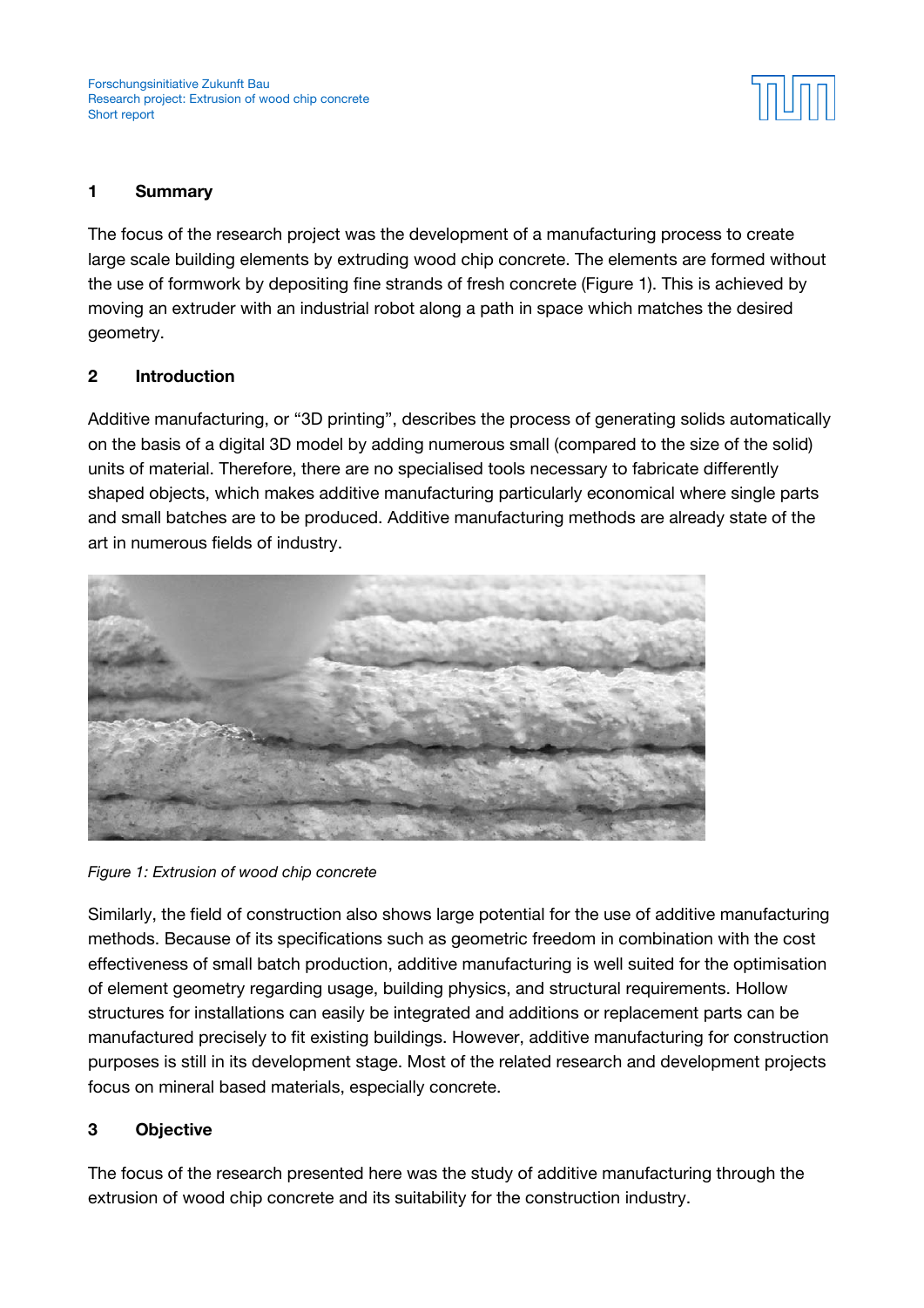## 1 Summary

The focus of the research project was the development of a manufacturing process to create large scale building elements by extruding wood chip concrete. The elements are formed without the use of formwork by depositing fine strands of fresh concrete (Figure 1). This is achieved by moving an extruder with an industrial robot along a path in space which matches the desired geometry.

## 2 Introduction

Additive manufacturing, or “3D printing”, describes the process of generating solids automatically on the basis of a digital 3D model by adding numerous small (compared to the size of the solid) units of material. Therefore, there are no specialised tools necessary to fabricate differently shaped objects, which makes additive manufacturing particularly economical where single parts and small batches are to be produced. Additive manufacturing methods are already state of the art in numerous fields of industry.

*Figure 1: Extrusion of wood chip concrete*

Similarly, the field of construction also shows large potential for the use of additive manufacturing methods. Because of its specifications such as geometric freedom in combination with the cost effectiveness of small batch production, additive manufacturing is well suited for the optimisation of element geometry regarding usage, building physics, and structural requirements. Hollow structures for installations can easily be integrated and additions or replacement parts can be manufactured precisely to fit existing buildings. However, additive manufacturing for construction purposes is still in its development stage. Most of the related research and development projects focus on mineral based materials, especially concrete.

## 3 Objective

The focus of the research presented here was the study of additive manufacturing through the extrusion of wood chip concrete and its suitability for the construction industry.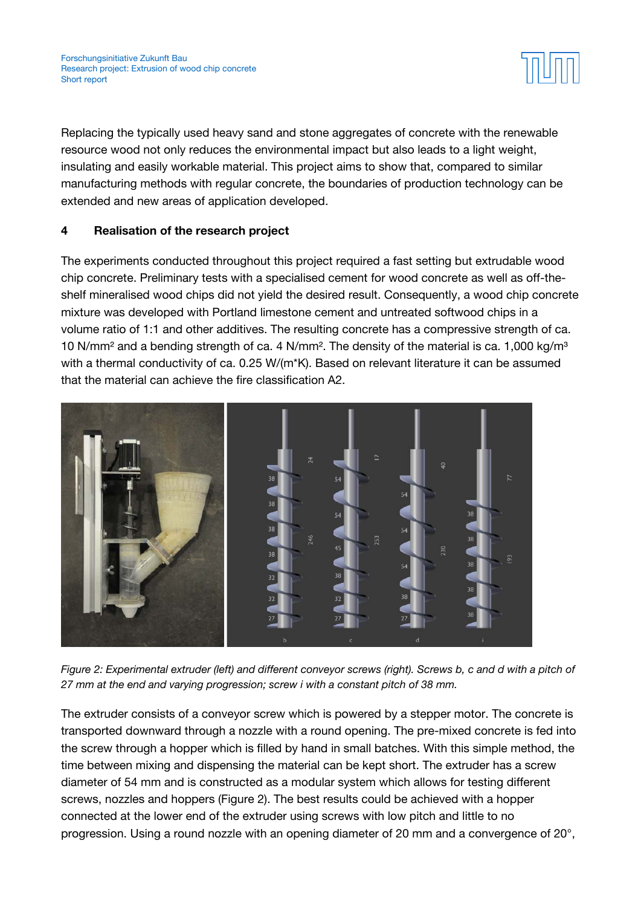Replacing the typically used heavy sand and stone aggregates of concrete with the renewable resource wood not only reduces the environmental impact but also leads to a light weight, insulating and easily workable material. This project aims to show that, compared to similar manufacturing methods with regular concrete, the boundaries of production technology can be extended and new areas of application developed.

## 4 Realisation of the research project

The experiments conducted throughout this project required a fast setting but extrudable wood chip concrete. Preliminary tests with a specialised cement for wood concrete as well as off-the-shelf mineralised wood chips did not yield the desired result. Consequently, a wood chip concrete mixture was developed with Portland limestone cement and untreated softwood chips in a volume ratio of 1:1 and other additives. The resulting concrete has a compressive strength of ca. 10 $N/mm^2$ and a bending strength of ca. 4 $N/mm^2$. The density of the material is ca. 1,000 $kg/m^3$ with a thermal conductivity of ca. 0.25 W/(m*K). Based on relevant literature it can be assumed that the material can achieve the fire classification A2.

*Figure 2: Experimental extruder (left) and different conveyor screws (right). Screws b, c and d with a pitch of 27 mm at the end and varying progression; screw i with a constant pitch of 38 mm.*

The extruder consists of a conveyor screw which is powered by a stepper motor. The concrete is transported downward through a nozzle with a round opening. The pre-mixed concrete is fed into the screw through a hopper which is filled by hand in small batches. With this simple method, the time between mixing and dispensing the material can be kept short. The extruder has a screw diameter of 54 mm and is constructed as a modular system which allows for testing different screws, nozzles and hoppers (Figure 2). The best results could be achieved with a hopper connected at the lower end of the extruder using screws with low pitch and little to no progression. Using a round nozzle with an opening diameter of 20 mm and a convergence of 20°,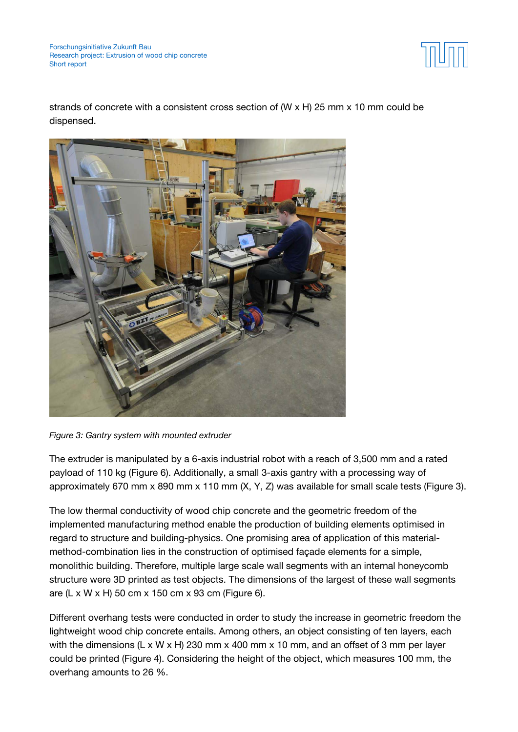strands of concrete with a consistent cross section of (W x H) 25 mm x 10 mm could be dispensed.

*Figure 3: Gantry system with mounted extruder*

The extruder is manipulated by a 6-axis industrial robot with a reach of 3,500 mm and a rated payload of 110 kg (Figure 6). Additionally, a small 3-axis gantry with a processing way of approximately 670 mm x 890 mm x 110 mm (X, Y, Z) was available for small scale tests (Figure 3).

The low thermal conductivity of wood chip concrete and the geometric freedom of the implemented manufacturing method enable the production of building elements optimised in regard to structure and building-physics. One promising area of application of this material-method-combination lies in the construction of optimised façade elements for a simple, monolithic building. Therefore, multiple large scale wall segments with an internal honeycomb structure were 3D printed as test objects. The dimensions of the largest of these wall segments are (L x W x H) 50 cm x 150 cm x 93 cm (Figure 6).

Different overhang tests were conducted in order to study the increase in geometric freedom the lightweight wood chip concrete entails. Among others, an object consisting of ten layers, each with the dimensions (L x W x H) 230 mm x 400 mm x 10 mm, and an offset of 3 mm per layer could be printed (Figure 4). Considering the height of the object, which measures 100 mm, the overhang amounts to 26 %.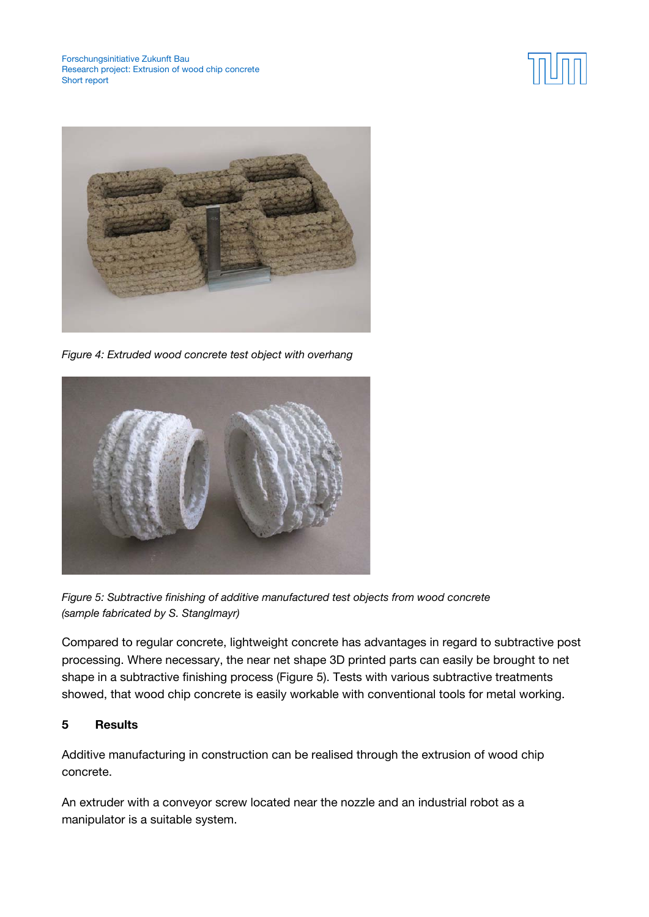*Figure 4: Extruded wood concrete test object with overhang*

*Figure 5: Subtractive finishing of additive manufactured test objects from wood concrete (sample fabricated by S. Stanglmayr)*

Compared to regular concrete, lightweight concrete has advantages in regard to subtractive post processing. Where necessary, the near net shape 3D printed parts can easily be brought to net shape in a subtractive finishing process (Figure 5). Tests with various subtractive treatments showed, that wood chip concrete is easily workable with conventional tools for metal working.

## 5 Results

Additive manufacturing in construction can be realised through the extrusion of wood chip concrete.

An extruder with a conveyor screw located near the nozzle and an industrial robot as a manipulator is a suitable system.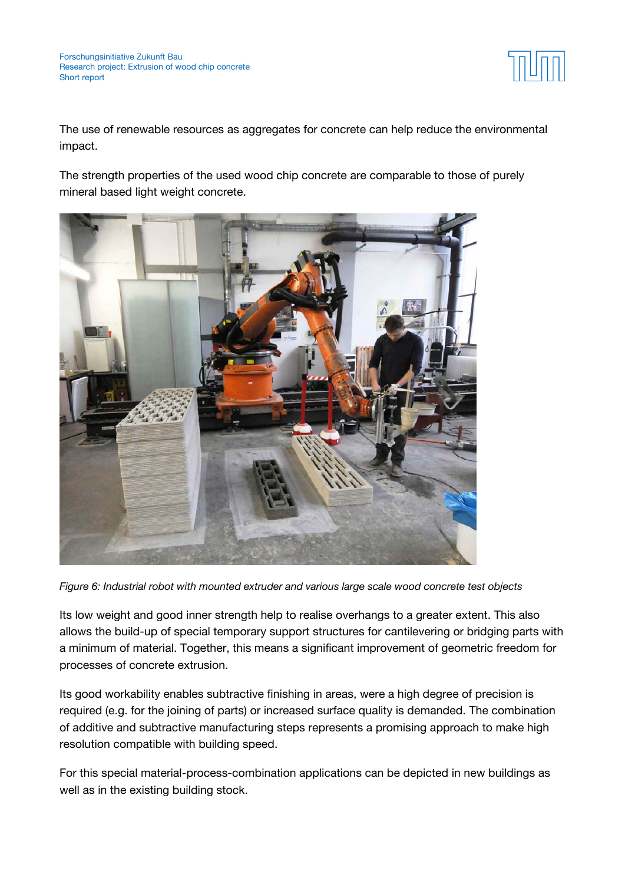The use of renewable resources as aggregates for concrete can help reduce the environmental impact.

The strength properties of the used wood chip concrete are comparable to those of purely mineral based light weight concrete.

*Figure 6: Industrial robot with mounted extruder and various large scale wood concrete test objects*

Its low weight and good inner strength help to realise overhangs to a greater extent. This also allows the build-up of special temporary support structures for cantilevering or bridging parts with a minimum of material. Together, this means a significant improvement of geometric freedom for processes of concrete extrusion.

Its good workability enables subtractive finishing in areas, were a high degree of precision is required (e.g. for the joining of parts) or increased surface quality is demanded. The combination of additive and subtractive manufacturing steps represents a promising approach to make high resolution compatible with building speed.

For this special material-process-combination applications can be depicted in new buildings as well as in the existing building stock.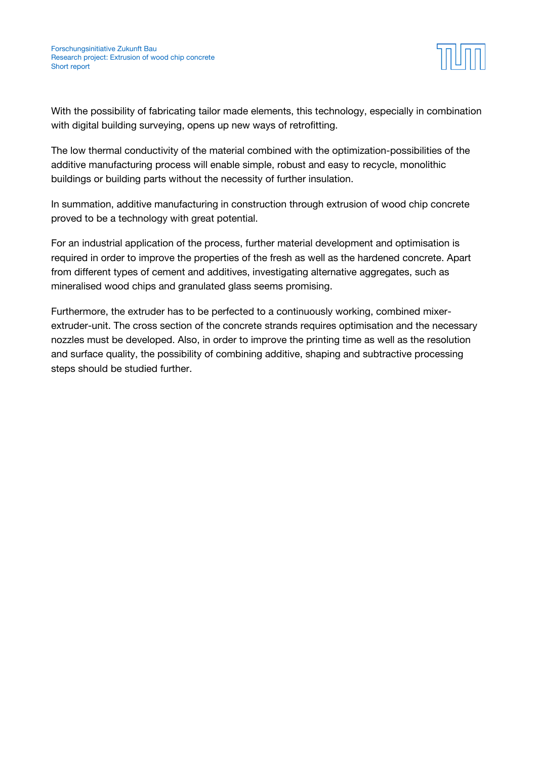With the possibility of fabricating tailor made elements, this technology, especially in combination with digital building surveying, opens up new ways of retrofitting.

The low thermal conductivity of the material combined with the optimization-possibilities of the additive manufacturing process will enable simple, robust and easy to recycle, monolithic buildings or building parts without the necessity of further insulation.

In summation, additive manufacturing in construction through extrusion of wood chip concrete proved to be a technology with great potential.

For an industrial application of the process, further material development and optimisation is required in order to improve the properties of the fresh as well as the hardened concrete. Apart from different types of cement and additives, investigating alternative aggregates, such as mineralised wood chips and granulated glass seems promising.

Furthermore, the extruder has to be perfected to a continuously working, combined mixer-extruder-unit. The cross section of the concrete strands requires optimisation and the necessary nozzles must be developed. Also, in order to improve the printing time as well as the resolution and surface quality, the possibility of combining additive, shaping and subtractive processing steps should be studied further.